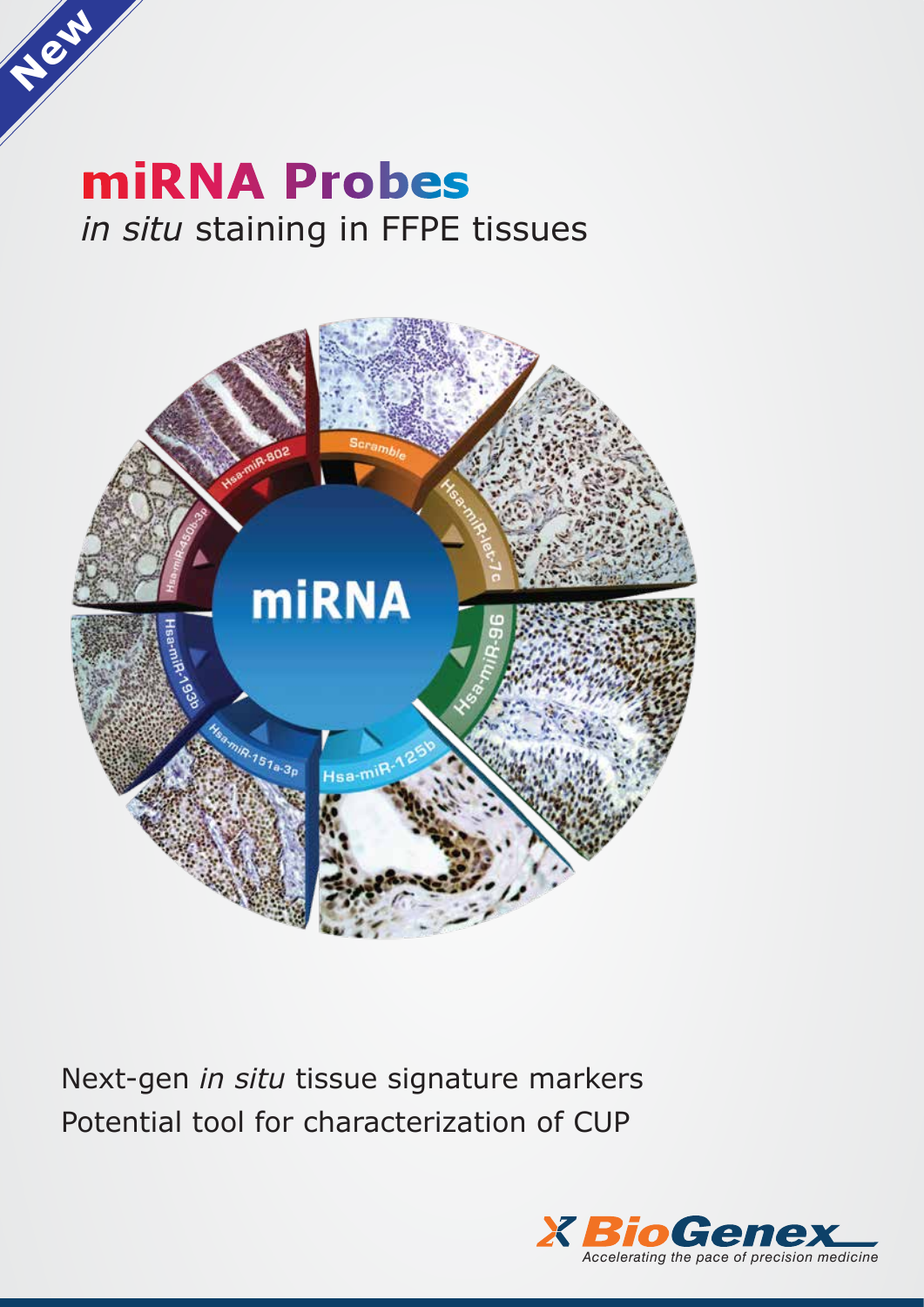New

# miRNA Probes

*in situ* staining in FFPE tissues

Next-gen *in situ* tissue signature markers
Potential tool for characterization of CUP

BioGenex
*Accelerating the pace of precision medicine*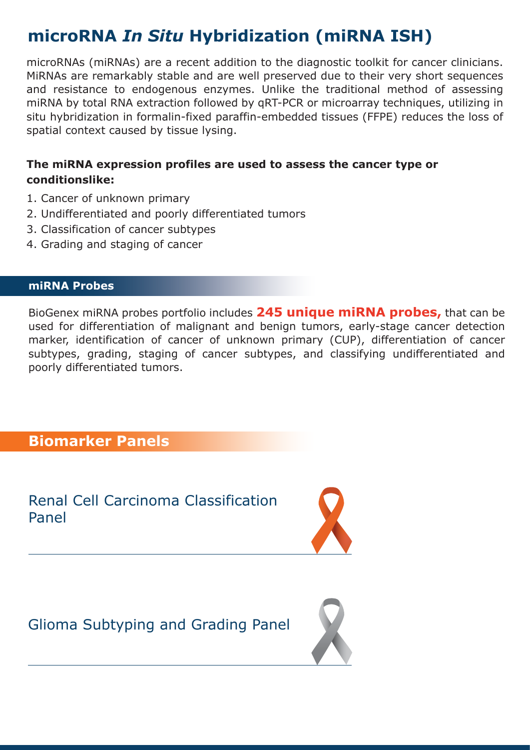# microRNA *In Situ* Hybridization (miRNA ISH)

microRNAs (miRNAs) are a recent addition to the diagnostic toolkit for cancer clinicians. MiRNAs are remarkably stable and are well preserved due to their very short sequences and resistance to endogenous enzymes. Unlike the traditional method of assessing miRNA by total RNA extraction followed by qRT-PCR or microarray techniques, utilizing in situ hybridization in formalin-fixed paraffin-embedded tissues (FFPE) reduces the loss of spatial context caused by tissue lysing.

**The miRNA expression profiles are used to assess the cancer type or conditionslike:**

1. Cancer of unknown primary
2. Undifferentiated and poorly differentiated tumors
3. Classification of cancer subtypes
4. Grading and staging of cancer

## miRNA Probes

BioGenex miRNA probes portfolio includes **245 unique miRNA probes,** that can be used for differentiation of malignant and benign tumors, early-stage cancer detection marker, identification of cancer of unknown primary (CUP), differentiation of cancer subtypes, grading, staging of cancer subtypes, and classifying undifferentiated and poorly differentiated tumors.

## Biomarker Panels

### Renal Cell Carcinoma Classification Panel

### Glioma Subtyping and Grading Panel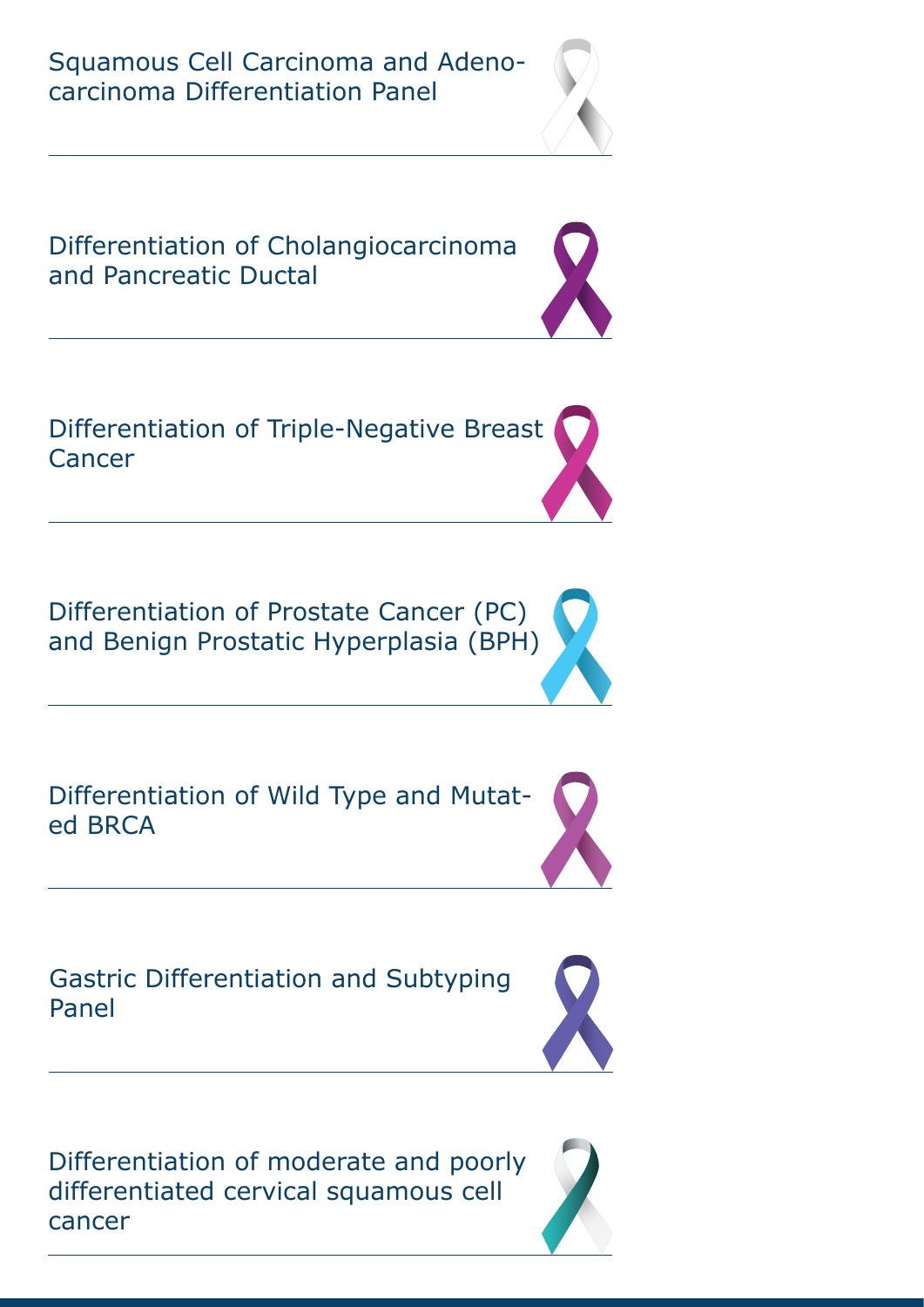Squamous Cell Carcinoma and Adenocarcinoma Differentiation Panel

---

Differentiation of Cholangiocarcinoma and Pancreatic Ductal

---

Differentiation of Triple-Negative Breast Cancer

---

Differentiation of Prostate Cancer (PC) and Benign Prostatic Hyperplasia (BPH)

---

Differentiation of Wild Type and Mutated BRCA

---

Gastric Differentiation and Subtyping Panel

---

Differentiation of moderate and poorly differentiated cervical squamous cell cancer

---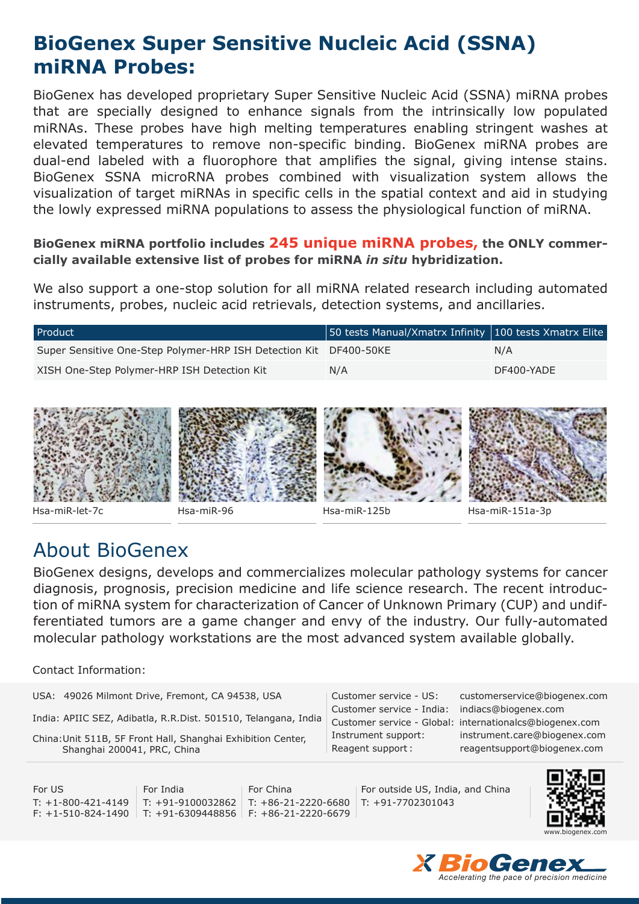# BioGenex Super Sensitive Nucleic Acid (SSNA) miRNA Probes:

BioGenex has developed proprietary Super Sensitive Nucleic Acid (SSNA) miRNA probes that are specially designed to enhance signals from the intrinsically low populated miRNAs. These probes have high melting temperatures enabling stringent washes at elevated temperatures to remove non-specific binding. BioGenex miRNA probes are dual-end labeled with a fluorophore that amplifies the signal, giving intense stains. BioGenex SSNA microRNA probes combined with visualization system allows the visualization of target miRNAs in specific cells in the spatial context and aid in studying the lowly expressed miRNA populations to assess the physiological function of miRNA.

**BioGenex miRNA portfolio includes 245 unique miRNA probes, the ONLY commercially available extensive list of probes for miRNA *in situ* hybridization.**

We also support a one-stop solution for all miRNA related research including automated instruments, probes, nucleic acid retrievals, detection systems, and ancillaries.

| Product | 50 tests Manual/Xmatrx Infinity | 100 tests Xmatrx Elite |
|---|---|---|
| Super Sensitive One-Step Polymer-HRP ISH Detection Kit | DF400-50KE | N/A |
| XISH One-Step Polymer-HRP ISH Detection Kit | N/A | DF400-YADE |

Hsa-miR-let-7c

Hsa-miR-96

Hsa-miR-125b

Hsa-miR-151a-3p

## About BioGenex

BioGenex designs, develops and commercializes molecular pathology systems for cancer diagnosis, prognosis, precision medicine and life science research. The recent introduction of miRNA system for characterization of Cancer of Unknown Primary (CUP) and undifferentiated tumors are a game changer and envy of the industry. Our fully-automated molecular pathology workstations are the most advanced system available globally.

Contact Information:

USA: 49026 Milmont Drive, Fremont, CA 94538, USA

India: APIIC SEZ, Adibatla, R.R.Dist. 501510, Telangana, India

China: Unit 511B, 5F Front Hall, Shanghai Exhibition Center, Shanghai 200041, PRC, China

Customer service - US: customerservice@biogenex.com
Customer service - India: indiacs@biogenex.com
Customer service - Global: internationalcs@biogenex.com
Instrument support: instrument.care@biogenex.com
Reagent support: reagentsupport@biogenex.com

For US
T: +1-800-421-4149
F: +1-510-824-1490

For India
T: +91-9100032862
T: +91-6309448856

For China
T: +86-21-2220-6680
F: +86-21-2220-6679

For outside US, India, and China
T: +91-7702301043

www.biogenex.com

BioGenex
Accelerating the pace of precision medicine